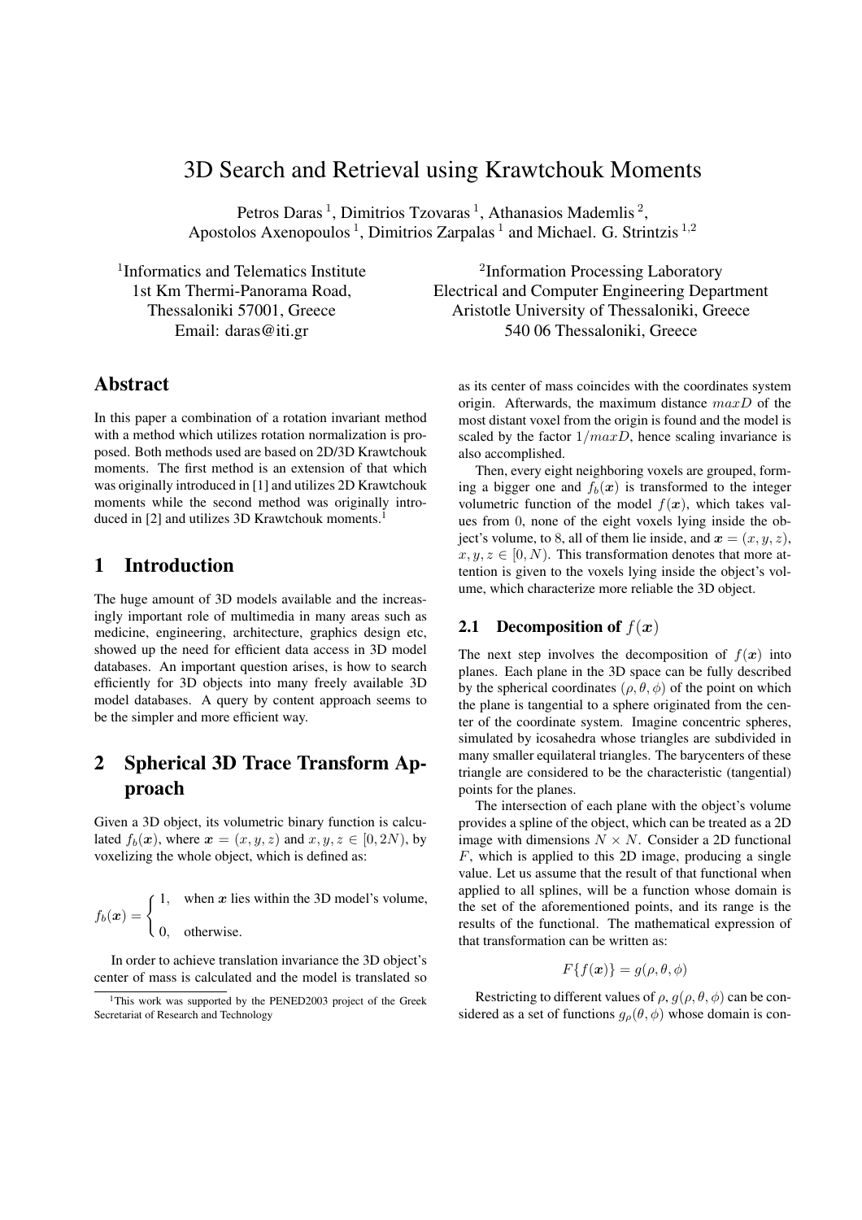# 3D Search and Retrieval using Krawtchouk Moments

Petros Daras [1], Dimitrios Tzovaras [1], Athanasios Mademlis [2], Apostolos Axenopoulos [1], Dimitrios Zarpalas [1] and Michael. G. Strintzis [1,2]

[1]Informatics and Telematics Institute
1st Km Thermi-Panorama Road,
Thessaloniki 57001, Greece
Email: daras@iti.gr

[2]Information Processing Laboratory
Electrical and Computer Engineering Department
Aristotle University of Thessaloniki, Greece
540 06 Thessaloniki, Greece

## Abstract

In this paper a combination of a rotation invariant method with a method which utilizes rotation normalization is proposed. Both methods used are based on 2D/3D Krawtchouk moments. The first method is an extension of that which was originally introduced in [1] and utilizes 2D Krawtchouk moments while the second method was originally introduced in [2] and utilizes 3D Krawtchouk moments.[1]

## 1 Introduction

The huge amount of 3D models available and the increasingly important role of multimedia in many areas such as medicine, engineering, architecture, graphics design etc, showed up the need for efficient data access in 3D model databases. An important question arises, is how to search efficiently for 3D objects into many freely available 3D model databases. A query by content approach seems to be the simpler and more efficient way.

## 2 Spherical 3D Trace Transform Approach

Given a 3D object, its volumetric binary function is calculated $f_b(\boldsymbol{x})$, where $\boldsymbol{x} = (x, y, z)$ and $x, y, z \in [0, 2N)$, by voxelizing the whole object, which is defined as:

$$f_b(\boldsymbol{x}) = \begin{cases} 1, & \text{when } \boldsymbol{x} \text{ lies within the 3D model's volume,} \\ 0, & \text{otherwise.} \end{cases}$$

In order to achieve translation invariance the 3D object's center of mass is calculated and the model is translated so as its center of mass coincides with the coordinates system origin. Afterwards, the maximum distance $maxD$ of the most distant voxel from the origin is found and the model is scaled by the factor $1/maxD$, hence scaling invariance is also accomplished.

Then, every eight neighboring voxels are grouped, forming a bigger one and $f_b(\boldsymbol{x})$ is transformed to the integer volumetric function of the model $f(\boldsymbol{x})$, which takes values from 0, none of the eight voxels lying inside the object's volume, to 8, all of them lie inside, and $\boldsymbol{x} = (x, y, z)$, $x, y, z \in [0, N)$. This transformation denotes that more attention is given to the voxels lying inside the object's volume, which characterize more reliable the 3D object.

### 2.1 Decomposition of $f(\boldsymbol{x})$

The next step involves the decomposition of $f(\boldsymbol{x})$ into planes. Each plane in the 3D space can be fully described by the spherical coordinates $(\rho, \theta, \phi)$ of the point on which the plane is tangential to a sphere originated from the center of the coordinate system. Imagine concentric spheres, simulated by icosahedra whose triangles are subdivided in many smaller equilateral triangles. The barycenters of these triangle are considered to be the characteristic (tangential) points for the planes.

The intersection of each plane with the object's volume provides a spline of the object, which can be treated as a 2D image with dimensions $N \times N$. Consider a 2D functional $F$, which is applied to this 2D image, producing a single value. Let us assume that the result of that functional when applied to all splines, will be a function whose domain is the set of the aforementioned points, and its range is the results of the functional. The mathematical expression of that transformation can be written as:

$$F\{f(\boldsymbol{x})\} = g(\rho, \theta, \phi)$$

Restricting to different values of $\rho$, $g(\rho, \theta, \phi)$ can be considered as a set of functions $g_\rho(\theta, \phi)$ whose domain is con-

[1]This work was supported by the PENED2003 project of the Greek Secretariat of Research and Technology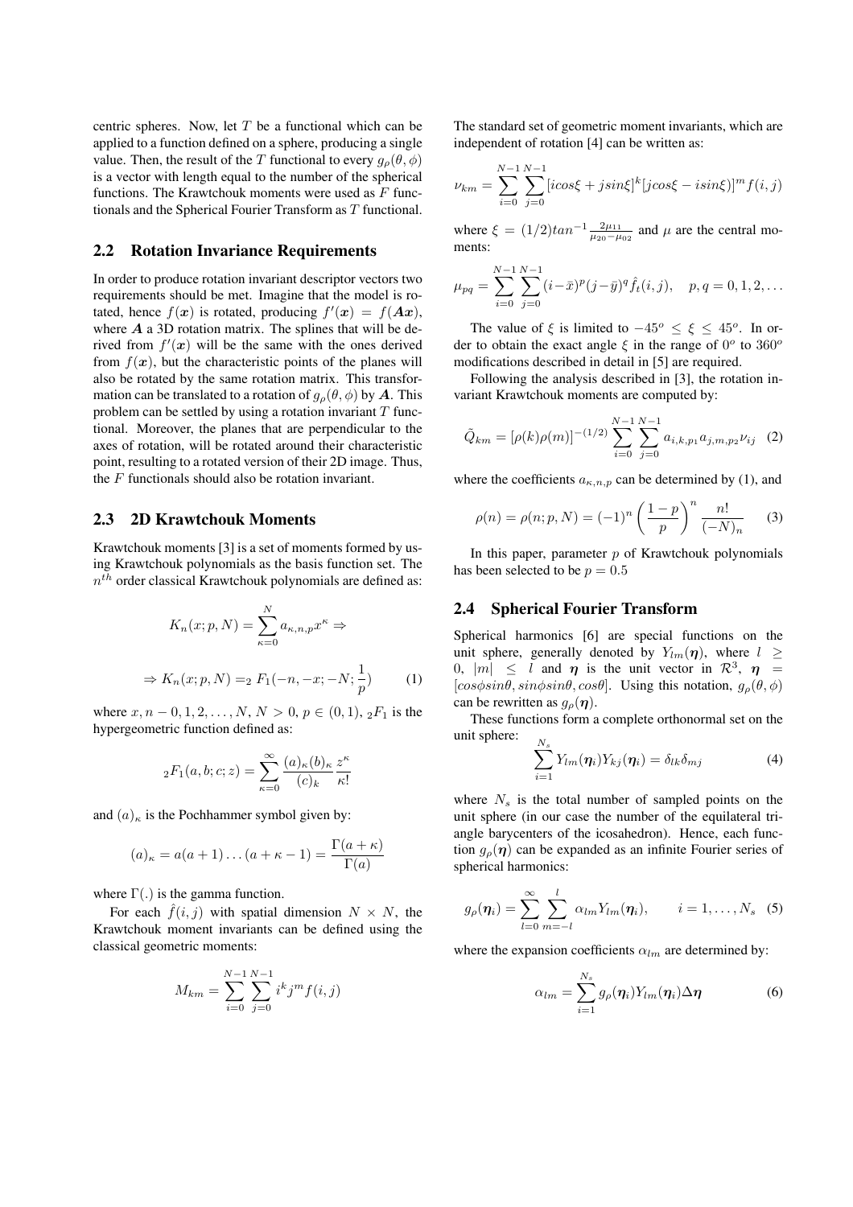centric spheres. Now, let $T$ be a functional which can be applied to a function defined on a sphere, producing a single value. Then, the result of the $T$ functional to every $g_\rho(\theta, \phi)$ is a vector with length equal to the number of the spherical functions. The Krawtchouk moments were used as $F$ functionals and the Spherical Fourier Transform as $T$ functional.

## 2.2 Rotation Invariance Requirements

In order to produce rotation invariant descriptor vectors two requirements should be met. Imagine that the model is rotated, hence $f(\boldsymbol{x})$ is rotated, producing $f'(\boldsymbol{x}) = f(\boldsymbol{A}\boldsymbol{x})$, where $\boldsymbol{A}$ a 3D rotation matrix. The splines that will be derived from $f'(\boldsymbol{x})$ will be the same with the ones derived from $f(\boldsymbol{x})$, but the characteristic points of the planes will also be rotated by the same rotation matrix. This transformation can be translated to a rotation of $g_\rho(\theta, \phi)$ by $\boldsymbol{A}$. This problem can be settled by using a rotation invariant $T$ functional. Moreover, the planes that are perpendicular to the axes of rotation, will be rotated around their characteristic point, resulting to a rotated version of their 2D image. Thus, the $F$ functionals should also be rotation invariant.

## 2.3 2D Krawtchouk Moments

Krawtchouk moments [3] is a set of moments formed by using Krawtchouk polynomials as the basis function set. The $n^{th}$ order classical Krawtchouk polynomials are defined as:

$$K_n(x; p, N) = \sum_{\kappa=0}^{N} a_{\kappa,n,p} x^\kappa \Rightarrow$$

$$\Rightarrow K_n(x; p, N) = {}_2F_1(-n, -x; -N; \frac{1}{p}) \qquad (1)$$

where $x, n - 0, 1, 2, \ldots, N$, $N > 0$, $p \in (0, 1)$, ${}_2F_1$ is the hypergeometric function defined as:

$${}_2F_1(a, b; c; z) = \sum_{\kappa=0}^{\infty} \frac{(a)_\kappa (b)_\kappa}{(c)_k} \frac{z^\kappa}{\kappa!}$$

and $(a)_\kappa$ is the Pochhammer symbol given by:

$$(a)_\kappa = a(a+1)\ldots(a+\kappa-1) = \frac{\Gamma(a+\kappa)}{\Gamma(a)}$$

where $\Gamma(.)$ is the gamma function.

For each $\hat{f}(i, j)$ with spatial dimension $N \times N$, the Krawtchouk moment invariants can be defined using the classical geometric moments:

$$M_{km} = \sum_{i=0}^{N-1} \sum_{j=0}^{N-1} i^k j^m f(i, j)$$

The standard set of geometric moment invariants, which are independent of rotation [4] can be written as:

$$\nu_{km} = \sum_{i=0}^{N-1} \sum_{j=0}^{N-1} [icos\xi + jsin\xi]^k [jcos\xi - isin\xi)]^m f(i, j)$$

where $\xi = (1/2)tan^{-1}\frac{2\mu_{11}}{\mu_{20} - \mu_{02}}$ and $\mu$ are the central moments:

$$\mu_{pq} = \sum_{i=0}^{N-1} \sum_{j=0}^{N-1} (i - \bar{x})^p (j - \bar{y})^q \hat{f}_t(i, j), \quad p, q = 0, 1, 2, \ldots$$

The value of $\xi$ is limited to $-45^o \leq \xi \leq 45^o$. In order to obtain the exact angle $\xi$ in the range of $0^o$ to $360^o$ modifications described in detail in [5] are required.

Following the analysis described in [3], the rotation invariant Krawtchouk moments are computed by:

$$\tilde{Q}_{km} = [\rho(k)\rho(m)]^{-(1/2)} \sum_{i=0}^{N-1} \sum_{j=0}^{N-1} a_{i,k,p_1} a_{j,m,p_2} \nu_{ij} \quad (2)$$

where the coefficients $a_{\kappa,n,p}$ can be determined by (1), and

$$\rho(n) = \rho(n; p, N) = (-1)^n \left(\frac{1-p}{p}\right)^n \frac{n!}{(-N)_n} \quad (3)$$

In this paper, parameter $p$ of Krawtchouk polynomials has been selected to be $p = 0.5$

## 2.4 Spherical Fourier Transform

Spherical harmonics [6] are special functions on the unit sphere, generally denoted by $Y_{lm}(\boldsymbol{\eta})$, where $l \geq 0$, $|m| \leq l$ and $\boldsymbol{\eta}$ is the unit vector in $\mathcal{R}^3$, $\boldsymbol{\eta} = [cos\phi sin\theta, sin\phi sin\theta, cos\theta]$. Using this notation, $g_\rho(\theta, \phi)$ can be rewritten as $g_\rho(\boldsymbol{\eta})$.

These functions form a complete orthonormal set on the unit sphere:

$$\sum_{i=1}^{N_s} Y_{lm}(\boldsymbol{\eta}_i) Y_{kj}(\boldsymbol{\eta}_i) = \delta_{lk}\delta_{mj} \quad (4)$$

where $N_s$ is the total number of sampled points on the unit sphere (in our case the number of the equilateral triangle barycenters of the icosahedron). Hence, each function $g_\rho(\boldsymbol{\eta})$ can be expanded as an infinite Fourier series of spherical harmonics:

$$g_\rho(\boldsymbol{\eta}_i) = \sum_{l=0}^{\infty} \sum_{m=-l}^{l} \alpha_{lm} Y_{lm}(\boldsymbol{\eta}_i), \qquad i = 1, \ldots, N_s \quad (5)$$

where the expansion coefficients $\alpha_{lm}$ are determined by:

$$\alpha_{lm} = \sum_{i=1}^{N_s} g_\rho(\boldsymbol{\eta}_i) Y_{lm}(\boldsymbol{\eta}_i) \Delta\boldsymbol{\eta} \quad (6)$$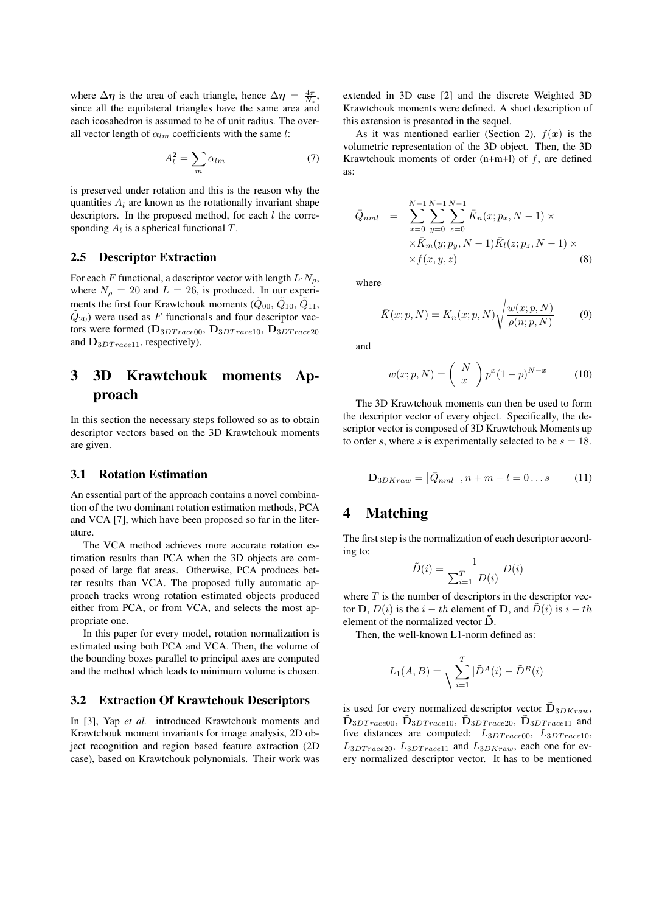where $\Delta\boldsymbol{\eta}$ is the area of each triangle, hence $\Delta\boldsymbol{\eta} = \frac{4\pi}{N_s}$, since all the equilateral triangles have the same area and each icosahedron is assumed to be of unit radius. The overall vector length of $\alpha_{lm}$ coefficients with the same $l$:

$$A_l^2 = \sum_m \alpha_{lm} \tag{7}$$

is preserved under rotation and this is the reason why the quantities $A_l$ are known as the rotationally invariant shape descriptors. In the proposed method, for each $l$ the corresponding $A_l$ is a spherical functional $T$.

### 2.5 Descriptor Extraction

For each $F$ functional, a descriptor vector with length $L{\cdot}N_\rho$, where $N_\rho = 20$ and $L = 26$, is produced. In our experiments the first four Krawtchouk moments ($\tilde{Q}_{00}$, $\tilde{Q}_{10}$, $\tilde{Q}_{11}$, $\tilde{Q}_{20}$) were used as $F$ functionals and four descriptor vectors were formed ($\mathbf{D}_{3DTrace00}$, $\mathbf{D}_{3DTrace10}$, $\mathbf{D}_{3DTrace20}$ and $\mathbf{D}_{3DTrace11}$, respectively).

## 3 3D Krawtchouk moments Approach

In this section the necessary steps followed so as to obtain descriptor vectors based on the 3D Krawtchouk moments are given.

### 3.1 Rotation Estimation

An essential part of the approach contains a novel combination of the two dominant rotation estimation methods, PCA and VCA [7], which have been proposed so far in the literature.

The VCA method achieves more accurate rotation estimation results than PCA when the 3D objects are composed of large flat areas. Otherwise, PCA produces better results than VCA. The proposed fully automatic approach tracks wrong rotation estimated objects produced either from PCA, or from VCA, and selects the most appropriate one.

In this paper for every model, rotation normalization is estimated using both PCA and VCA. Then, the volume of the bounding boxes parallel to principal axes are computed and the method which leads to minimum volume is chosen.

### 3.2 Extraction Of Krawtchouk Descriptors

In [3], Yap *et al.* introduced Krawtchouk moments and Krawtchouk moment invariants for image analysis, 2D object recognition and region based feature extraction (2D case), based on Krawtchouk polynomials. Their work was extended in 3D case [2] and the discrete Weighted 3D Krawtchouk moments were defined. A short description of this extension is presented in the sequel.

As it was mentioned earlier (Section 2), $f(\boldsymbol{x})$ is the volumetric representation of the 3D object. Then, the 3D Krawtchouk moments of order (n+m+l) of $f$, are defined as:

$$\begin{aligned}\bar{Q}_{nml} &= \sum_{x=0}^{N-1}\sum_{y=0}^{N-1}\sum_{z=0}^{N-1} \bar{K}_n(x;p_x,N-1)\times \\ &\times \bar{K}_m(y;p_y,N-1)\bar{K}_l(z;p_z,N-1)\times \\ &\times f(x,y,z)\end{aligned} \tag{8}$$

where

$$\bar{K}(x;p,N) = K_n(x;p,N)\sqrt{\frac{w(x;p,N)}{\rho(n;p,N)}} \tag{9}$$

and

$$w(x;p,N) = \left(\begin{array}{c} N \\ x \end{array}\right) p^x (1-p)^{N-x} \tag{10}$$

The 3D Krawtchouk moments can then be used to form the descriptor vector of every object. Specifically, the descriptor vector is composed of 3D Krawtchouk Moments up to order $s$, where $s$ is experimentally selected to be $s = 18$.

$$\mathbf{D}_{3DKraw} = \left[\bar{Q}_{nml}\right], n+m+l = 0\ldots s \tag{11}$$

## 4 Matching

The first step is the normalization of each descriptor according to:

$$\tilde{D}(i) = \frac{1}{\sum_{i=1}^{T}|D(i)|}D(i)$$

where $T$ is the number of descriptors in the descriptor vector $\mathbf{D}$, $D(i)$ is the $i-th$ element of $\mathbf{D}$, and $\tilde{D}(i)$ is $i-th$ element of the normalized vector $\tilde{\mathbf{D}}$.

Then, the well-known L1-norm defined as:

$$L_1(A,B) = \sqrt{\sum_{i=1}^{T}|\tilde{D}^A(i) - \tilde{D}^B(i)|}$$

is used for every normalized descriptor vector $\tilde{\mathbf{D}}_{3DKraw}$, $\tilde{\mathbf{D}}_{3DTrace00}$, $\tilde{\mathbf{D}}_{3DTrace10}$, $\tilde{\mathbf{D}}_{3DTrace20}$, $\tilde{\mathbf{D}}_{3DTrace11}$ and five distances are computed: $L_{3DTrace00}$, $L_{3DTrace10}$, $L_{3DTrace20}$, $L_{3DTrace11}$ and $L_{3DKraw}$, each one for every normalized descriptor vector. It has to be mentioned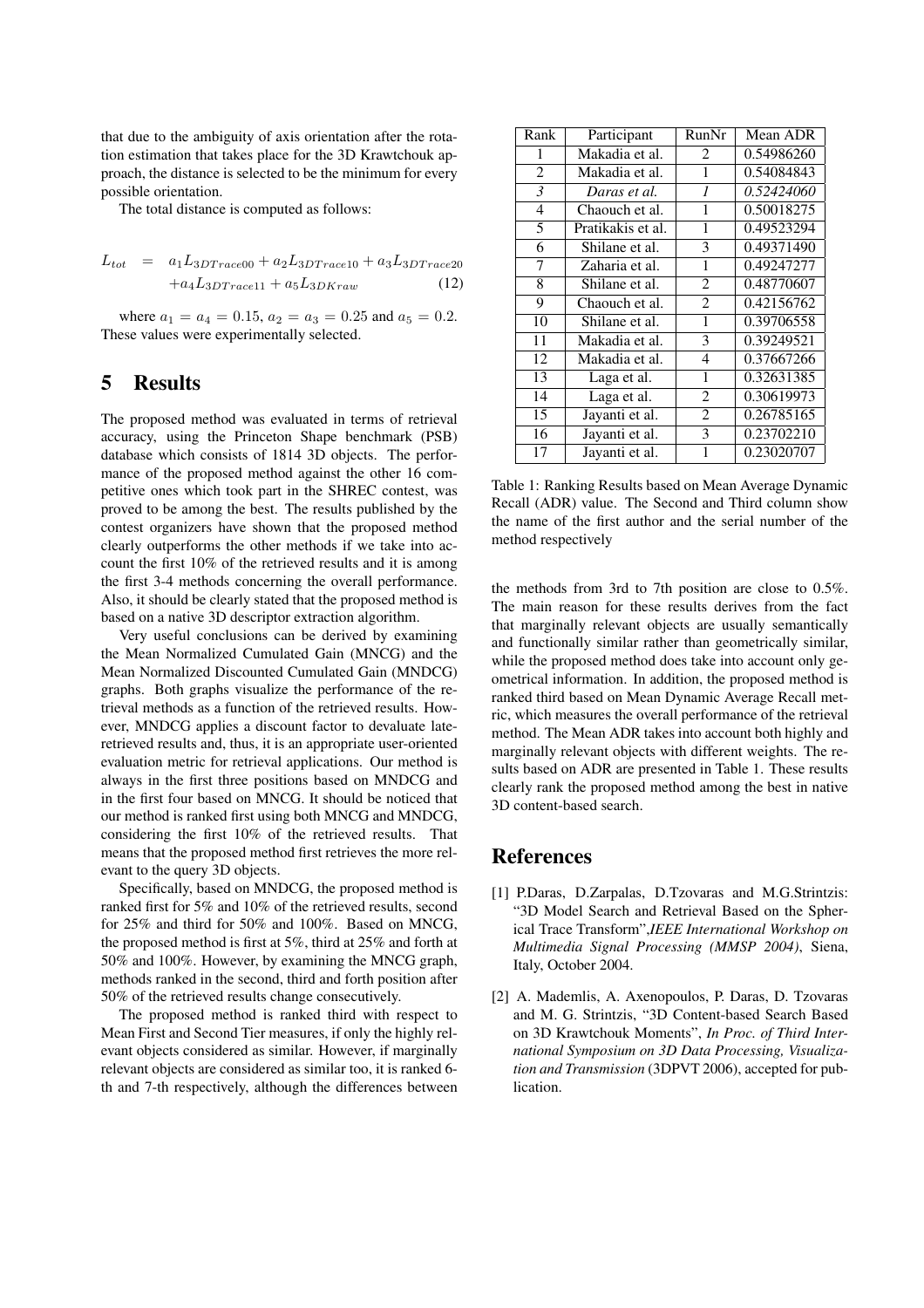that due to the ambiguity of axis orientation after the rotation estimation that takes place for the 3D Krawtchouk approach, the distance is selected to be the minimum for every possible orientation.

The total distance is computed as follows:

$$L_{tot} = a_1 L_{3DTrace00} + a_2 L_{3DTrace10} + a_3 L_{3DTrace20} + a_4 L_{3DTrace11} + a_5 L_{3DKraw} \quad (12)$$

where $a_1 = a_4 = 0.15$, $a_2 = a_3 = 0.25$ and $a_5 = 0.2$. These values were experimentally selected.

## 5 Results

The proposed method was evaluated in terms of retrieval accuracy, using the Princeton Shape benchmark (PSB) database which consists of 1814 3D objects. The performance of the proposed method against the other 16 competitive ones which took part in the SHREC contest, was proved to be among the best. The results published by the contest organizers have shown that the proposed method clearly outperforms the other methods if we take into account the first 10% of the retrieved results and it is among the first 3-4 methods concerning the overall performance. Also, it should be clearly stated that the proposed method is based on a native 3D descriptor extraction algorithm.

Very useful conclusions can be derived by examining the Mean Normalized Cumulated Gain (MNCG) and the Mean Normalized Discounted Cumulated Gain (MNDCG) graphs. Both graphs visualize the performance of the retrieval methods as a function of the retrieved results. However, MNDCG applies a discount factor to devaluate late-retrieved results and, thus, it is an appropriate user-oriented evaluation metric for retrieval applications. Our method is always in the first three positions based on MNDCG and in the first four based on MNCG. It should be noticed that our method is ranked first using both MNCG and MNDCG, considering the first 10% of the retrieved results. That means that the proposed method first retrieves the more relevant to the query 3D objects.

Specifically, based on MNDCG, the proposed method is ranked first for 5% and 10% of the retrieved results, second for 25% and third for 50% and 100%. Based on MNCG, the proposed method is first at 5%, third at 25% and forth at 50% and 100%. However, by examining the MNCG graph, methods ranked in the second, third and forth position after 50% of the retrieved results change consecutively.

The proposed method is ranked third with respect to Mean First and Second Tier measures, if only the highly relevant objects considered as similar. However, if marginally relevant objects are considered as similar too, it is ranked 6-th and 7-th respectively, although the differences between the methods from 3rd to 7th position are close to 0.5%. The main reason for these results derives from the fact that marginally relevant objects are usually semantically and functionally similar rather than geometrically similar, while the proposed method does take into account only geometrical information. In addition, the proposed method is ranked third based on Mean Dynamic Average Recall metric, which measures the overall performance of the retrieval method. The Mean ADR takes into account both highly and marginally relevant objects with different weights. The results based on ADR are presented in Table 1. These results clearly rank the proposed method among the best in native 3D content-based search.

| Rank | Participant | RunNr | Mean ADR |
|---|---|---|---|
| 1 | Makadia et al. | 2 | 0.54986260 |
| 2 | Makadia et al. | 1 | 0.54084843 |
| *3* | *Daras et al.* | *1* | *0.52424060* |
| 4 | Chaouch et al. | 1 | 0.50018275 |
| 5 | Pratikakis et al. | 1 | 0.49523294 |
| 6 | Shilane et al. | 3 | 0.49371490 |
| 7 | Zaharia et al. | 1 | 0.49247277 |
| 8 | Shilane et al. | 2 | 0.48770607 |
| 9 | Chaouch et al. | 2 | 0.42156762 |
| 10 | Shilane et al. | 1 | 0.39706558 |
| 11 | Makadia et al. | 3 | 0.39249521 |
| 12 | Makadia et al. | 4 | 0.37667266 |
| 13 | Laga et al. | 1 | 0.32631385 |
| 14 | Laga et al. | 2 | 0.30619973 |
| 15 | Jayanti et al. | 2 | 0.26785165 |
| 16 | Jayanti et al. | 3 | 0.23702210 |
| 17 | Jayanti et al. | 1 | 0.23020707 |

Table 1: Ranking Results based on Mean Average Dynamic Recall (ADR) value. The Second and Third column show the name of the first author and the serial number of the method respectively

## References

[1] P.Daras, D.Zarpalas, D.Tzovaras and M.G.Strintzis: "3D Model Search and Retrieval Based on the Spherical Trace Transform",*IEEE International Workshop on Multimedia Signal Processing (MMSP 2004)*, Siena, Italy, October 2004.

[2] A. Mademlis, A. Axenopoulos, P. Daras, D. Tzovaras and M. G. Strintzis, "3D Content-based Search Based on 3D Krawtchouk Moments", *In Proc. of Third International Symposium on 3D Data Processing, Visualization and Transmission* (3DPVT 2006), accepted for publication.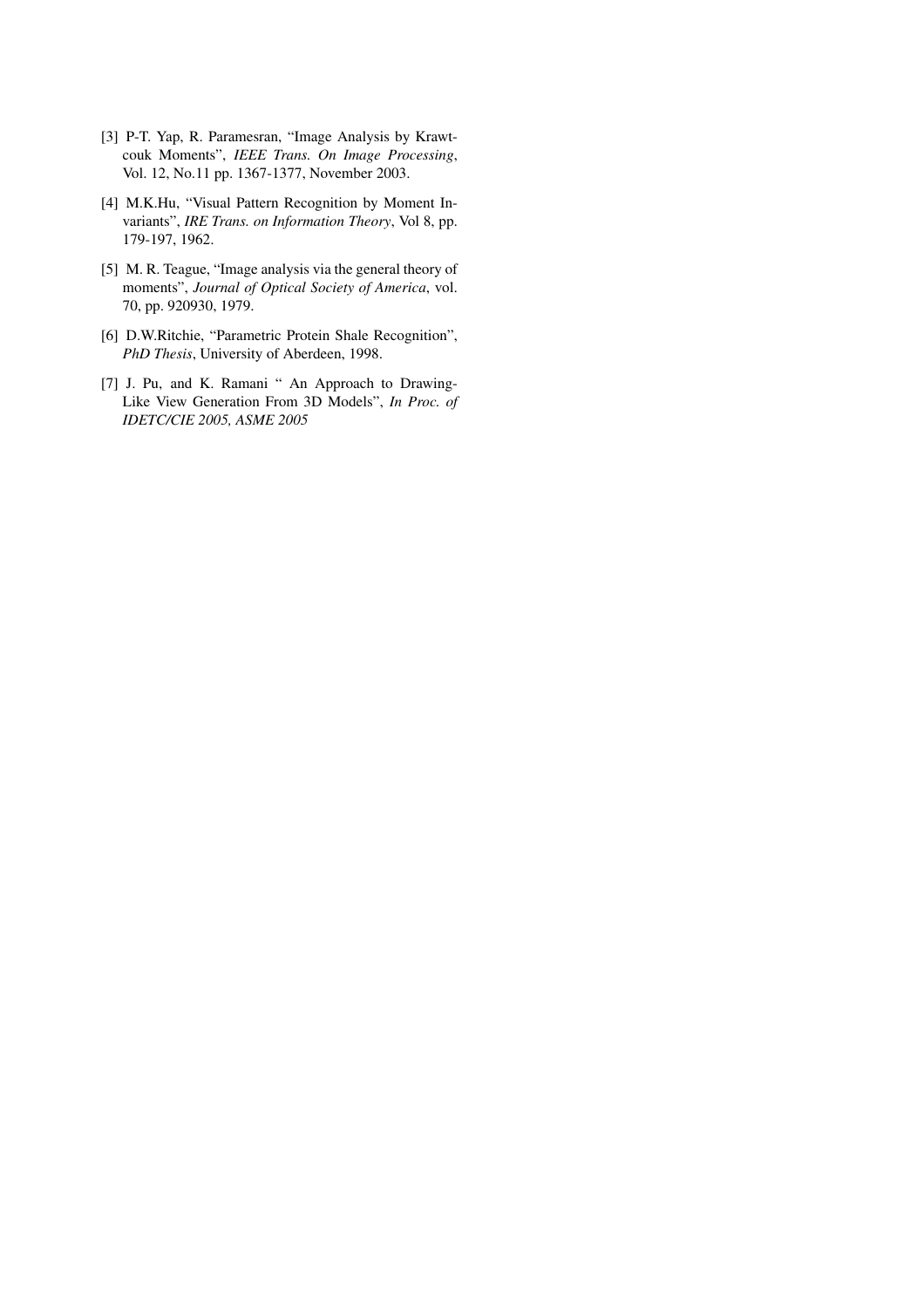[3] P-T. Yap, R. Paramesran, "Image Analysis by Krawtcouk Moments", *IEEE Trans. On Image Processing*, Vol. 12, No.11 pp. 1367-1377, November 2003.

[4] M.K.Hu, "Visual Pattern Recognition by Moment Invariants", *IRE Trans. on Information Theory*, Vol 8, pp. 179-197, 1962.

[5] M. R. Teague, "Image analysis via the general theory of moments", *Journal of Optical Society of America*, vol. 70, pp. 920930, 1979.

[6] D.W.Ritchie, "Parametric Protein Shale Recognition", *PhD Thesis*, University of Aberdeen, 1998.

[7] J. Pu, and K. Ramani " An Approach to Drawing-Like View Generation From 3D Models", *In Proc. of IDETC/CIE 2005, ASME 2005*